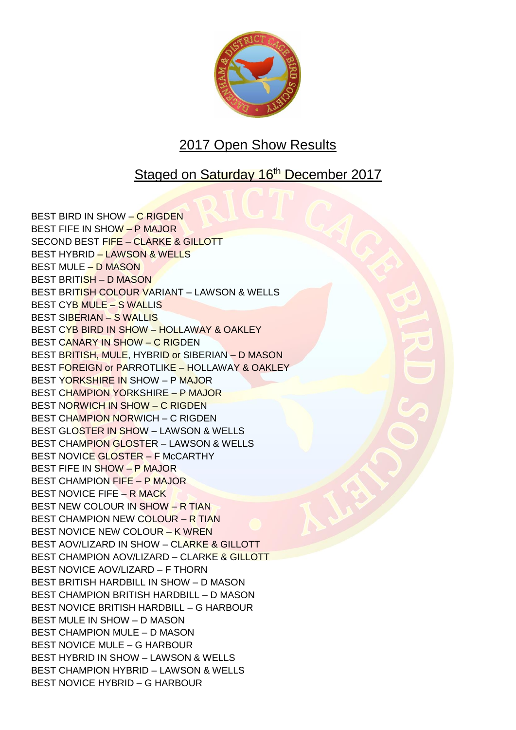# 2017 Open Show Results

## Staged on Saturday 16th December 2017

BEST BIRD IN SHOW – C RIGDEN
BEST FIFE IN SHOW – P MAJOR
SECOND BEST FIFE – CLARKE & GILLOTT
BEST HYBRID – LAWSON & WELLS
BEST MULE – D MASON
BEST BRITISH – D MASON
BEST BRITISH COLOUR VARIANT – LAWSON & WELLS
BEST CYB MULE – S WALLIS
BEST SIBERIAN – S WALLIS
BEST CYB BIRD IN SHOW – HOLLAWAY & OAKLEY
BEST CANARY IN SHOW – C RIGDEN
BEST BRITISH, MULE, HYBRID or SIBERIAN – D MASON
BEST FOREIGN or PARROTLIKE – HOLLAWAY & OAKLEY
BEST YORKSHIRE IN SHOW – P MAJOR
BEST CHAMPION YORKSHIRE – P MAJOR
BEST NORWICH IN SHOW – C RIGDEN
BEST CHAMPION NORWICH – C RIGDEN
BEST GLOSTER IN SHOW – LAWSON & WELLS
BEST CHAMPION GLOSTER – LAWSON & WELLS
BEST NOVICE GLOSTER – F McCARTHY
BEST FIFE IN SHOW – P MAJOR
BEST CHAMPION FIFE – P MAJOR
BEST NOVICE FIFE – R MACK
BEST NEW COLOUR IN SHOW – R TIAN
BEST CHAMPION NEW COLOUR – R TIAN
BEST NOVICE NEW COLOUR – K WREN
BEST AOV/LIZARD IN SHOW – CLARKE & GILLOTT
BEST CHAMPION AOV/LIZARD – CLARKE & GILLOTT
BEST NOVICE AOV/LIZARD – F THORN
BEST BRITISH HARDBILL IN SHOW – D MASON
BEST CHAMPION BRITISH HARDBILL – D MASON
BEST NOVICE BRITISH HARDBILL – G HARBOUR
BEST MULE IN SHOW – D MASON
BEST CHAMPION MULE – D MASON
BEST NOVICE MULE – G HARBOUR
BEST HYBRID IN SHOW – LAWSON & WELLS
BEST CHAMPION HYBRID – LAWSON & WELLS
BEST NOVICE HYBRID – G HARBOUR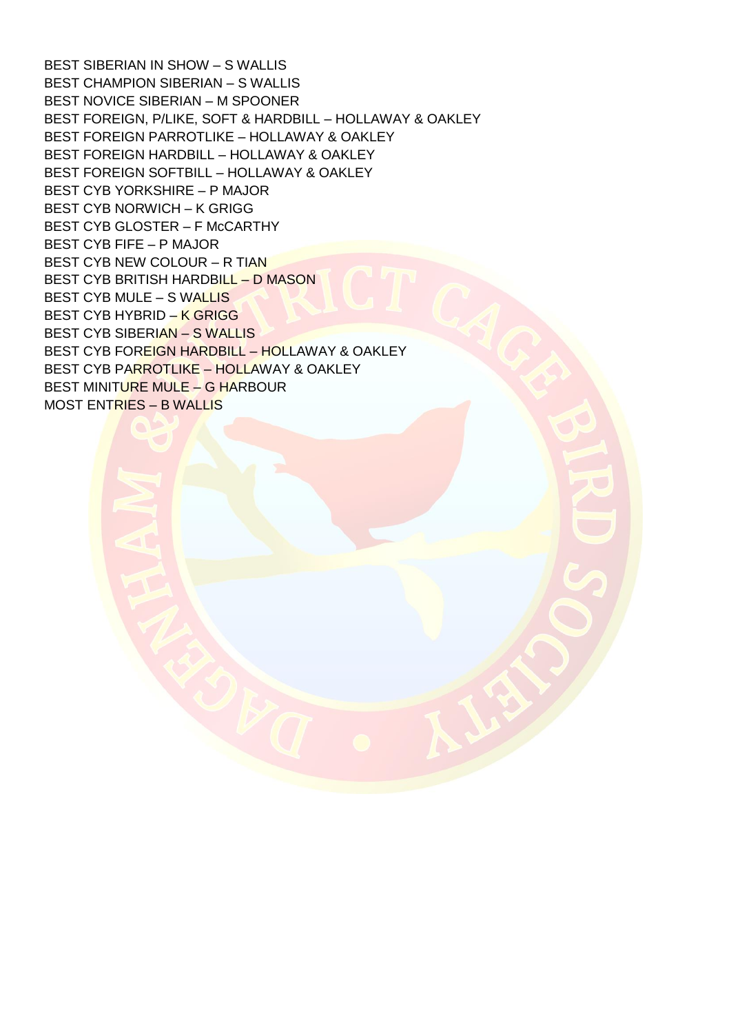BEST SIBERIAN IN SHOW – S WALLIS
BEST CHAMPION SIBERIAN – S WALLIS
BEST NOVICE SIBERIAN – M SPOONER
BEST FOREIGN, P/LIKE, SOFT & HARDBILL – HOLLAWAY & OAKLEY
BEST FOREIGN PARROTLIKE – HOLLAWAY & OAKLEY
BEST FOREIGN HARDBILL – HOLLAWAY & OAKLEY
BEST FOREIGN SOFTBILL – HOLLAWAY & OAKLEY
BEST CYB YORKSHIRE – P MAJOR
BEST CYB NORWICH – K GRIGG
BEST CYB GLOSTER – F McCARTHY
BEST CYB FIFE – P MAJOR
BEST CYB NEW COLOUR – R TIAN
BEST CYB BRITISH HARDBILL – D MASON
BEST CYB MULE – S WALLIS
BEST CYB HYBRID – K GRIGG
BEST CYB SIBERIAN – S WALLIS
BEST CYB FOREIGN HARDBILL – HOLLAWAY & OAKLEY
BEST CYB PARROTLIKE – HOLLAWAY & OAKLEY
BEST MINITURE MULE – G HARBOUR
MOST ENTRIES – B WALLIS